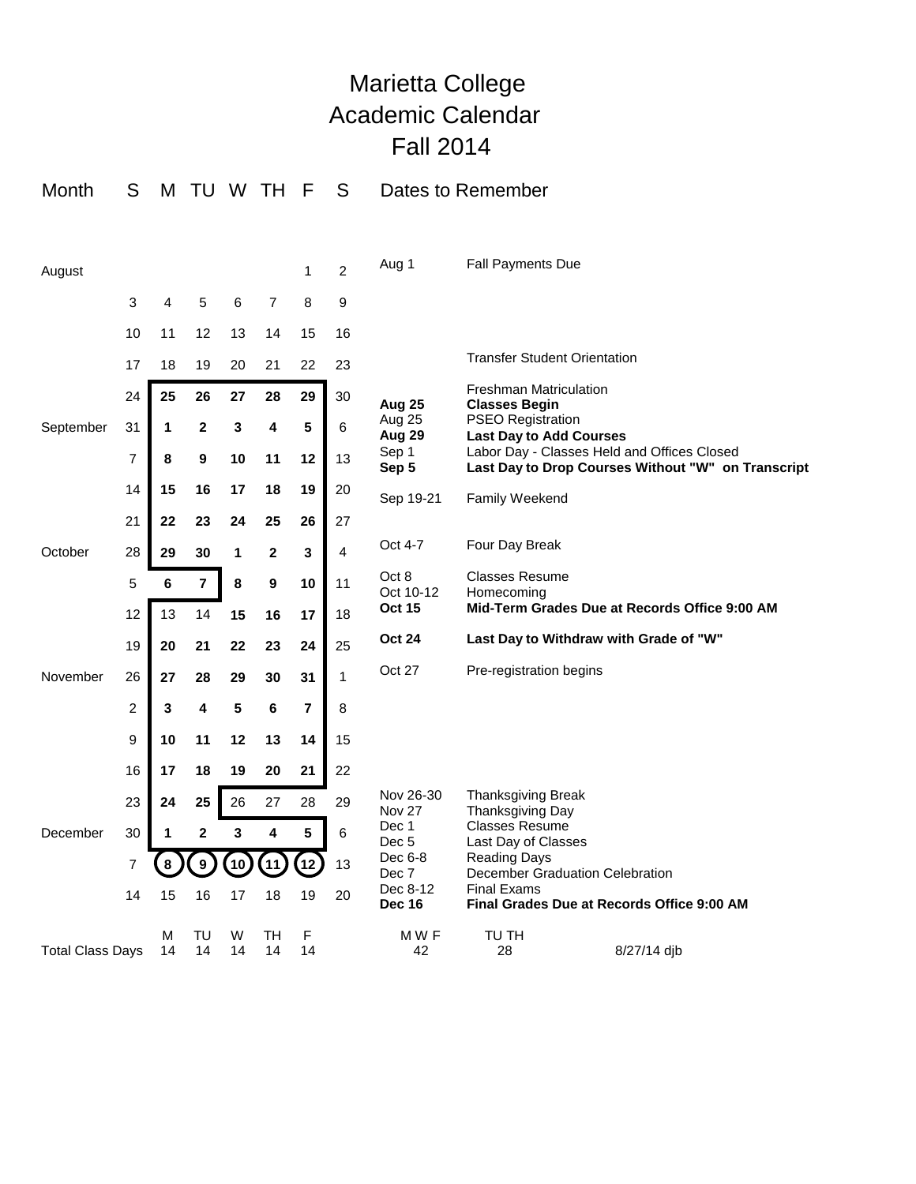# Marietta College
# Academic Calendar
# Fall 2014

| Month | S | M | TU | W | TH | F | S |
|---|---|---|---|---|---|---|---|
| August | | | | | | 1 | 2 |
| | 3 | 4 | 5 | 6 | 7 | 8 | 9 |
| | 10 | 11 | 12 | 13 | 14 | 15 | 16 |
| | 17 | 18 | 19 | 20 | 21 | 22 | 23 |
| | 24 | **25** | **26** | **27** | **28** | **29** | 30 |
| September | 31 | **1** | **2** | **3** | **4** | **5** | 6 |
| | 7 | **8** | **9** | **10** | **11** | **12** | 13 |
| | 14 | **15** | **16** | **17** | **18** | **19** | 20 |
| | 21 | **22** | **23** | **24** | **25** | **26** | 27 |
| October | 28 | **29** | **30** | **1** | **2** | **3** | 4 |
| | 5 | **6** | **7** | **8** | **9** | **10** | 11 |
| | 12 | 13 | 14 | **15** | **16** | **17** | 18 |
| | 19 | **20** | **21** | **22** | **23** | **24** | 25 |
| November | 26 | **27** | **28** | **29** | **30** | **31** | 1 |
| | 2 | **3** | **4** | **5** | **6** | **7** | 8 |
| | 9 | **10** | **11** | **12** | **13** | **14** | 15 |
| | 16 | **17** | **18** | **19** | **20** | **21** | 22 |
| | 23 | **24** | **25** | 26 | 27 | 28 | 29 |
| December | 30 | **1** | **2** | **3** | **4** | **5** | 6 |
| | 7 | **8** | **9** | **10** | **11** | **12** | 13 |
| | 14 | 15 | 16 | 17 | 18 | 19 | 20 |
| | | M | TU | W | TH | F | |
| Total Class Days | | 14 | 14 | 14 | 14 | 14 | |

## Dates to Remember

| Date | Event |
|---|---|
| Aug 1 | Fall Payments Due |
| | Transfer Student Orientation |
| | Freshman Matriculation |
| **Aug 25** | **Classes Begin** |
| Aug 25 | PSEO Registration |
| **Aug 29** | **Last Day to Add Courses** |
| Sep 1 | Labor Day - Classes Held and Offices Closed |
| **Sep 5** | **Last Day to Drop Courses Without "W" on Transcript** |
| Sep 19-21 | Family Weekend |
| Oct 4-7 | Four Day Break |
| Oct 8 | Classes Resume |
| Oct 10-12 | Homecoming |
| **Oct 15** | **Mid-Term Grades Due at Records Office 9:00 AM** |
| **Oct 24** | **Last Day to Withdraw with Grade of "W"** |
| Oct 27 | Pre-registration begins |
| Nov 26-30 | Thanksgiving Break |
| Nov 27 | Thanksgiving Day |
| Dec 1 | Classes Resume |
| Dec 5 | Last Day of Classes |
| Dec 6-8 | Reading Days |
| Dec 7 | December Graduation Celebration |
| Dec 8-12 | Final Exams |
| **Dec 16** | **Final Grades Due at Records Office 9:00 AM** |

| M W F | TU TH |
|---|---|
| 42 | 28 |

8/27/14 djb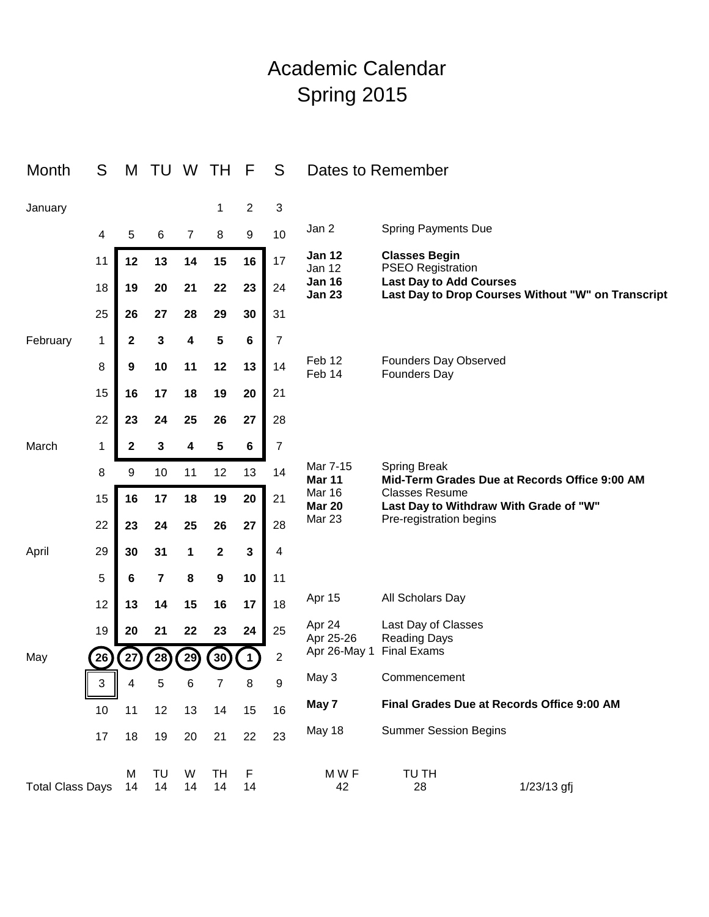# Academic Calendar
# Spring 2015

| Month | S | M | TU | W | TH | F | S | Dates to Remember | |
|---|---|---|---|---|---|---|---|---|---|
| January | | | | | 1 | 2 | 3 | | |
| | 4 | 5 | 6 | 7 | 8 | 9 | 10 | Jan 2 | Spring Payments Due |
| | 11 | **12** | **13** | **14** | **15** | **16** | 17 | **Jan 12**<br>Jan 12<br>**Jan 16**<br>**Jan 23** | **Classes Begin**<br>PSEO Registration<br>**Last Day to Add Courses**<br>**Last Day to Drop Courses Without "W" on Transcript** |
| | 18 | **19** | **20** | **21** | **22** | **23** | 24 | | |
| | 25 | **26** | **27** | **28** | **29** | **30** | 31 | | |
| February | 1 | **2** | **3** | **4** | **5** | **6** | 7 | | |
| | 8 | **9** | **10** | **11** | **12** | **13** | 14 | Feb 12<br>Feb 14 | Founders Day Observed<br>Founders Day |
| | 15 | **16** | **17** | **18** | **19** | **20** | 21 | | |
| | 22 | **23** | **24** | **25** | **26** | **27** | 28 | | |
| March | 1 | **2** | **3** | **4** | **5** | **6** | 7 | | |
| | 8 | 9 | 10 | 11 | 12 | 13 | 14 | Mar 7-15<br>**Mar 11**<br>Mar 16<br>**Mar 20**<br>Mar 23 | Spring Break<br>**Mid-Term Grades Due at Records Office 9:00 AM**<br>Classes Resume<br>**Last Day to Withdraw With Grade of "W"**<br>Pre-registration begins |
| | 15 | **16** | **17** | **18** | **19** | **20** | 21 | | |
| | 22 | **23** | **24** | **25** | **26** | **27** | 28 | | |
| April | 29 | **30** | **31** | **1** | **2** | **3** | 4 | | |
| | 5 | **6** | **7** | **8** | **9** | **10** | 11 | | |
| | 12 | **13** | **14** | **15** | **16** | **17** | 18 | Apr 15 | All Scholars Day |
| | 19 | **20** | **21** | **22** | **23** | **24** | 25 | Apr 24<br>Apr 25-26<br>Apr 26-May 1 | Last Day of Classes<br>Reading Days<br>Final Exams |
| May | **26** | **27** | **28** | **29** | **30** | **1** | 2 | | |
| | 3 | 4 | 5 | 6 | 7 | 8 | 9 | May 3 | Commencement |
| | 10 | 11 | 12 | 13 | 14 | 15 | 16 | **May 7** | **Final Grades Due at Records Office 9:00 AM** |
| | 17 | 18 | 19 | 20 | 21 | 22 | 23 | May 18 | Summer Session Begins |

| | M | TU | W | TH | F | M W F | TU TH |
|---|---|---|---|---|---|---|---|
| Total Class Days | 14 | 14 | 14 | 14 | 14 | 42 | 28 |

1/23/13 gfj